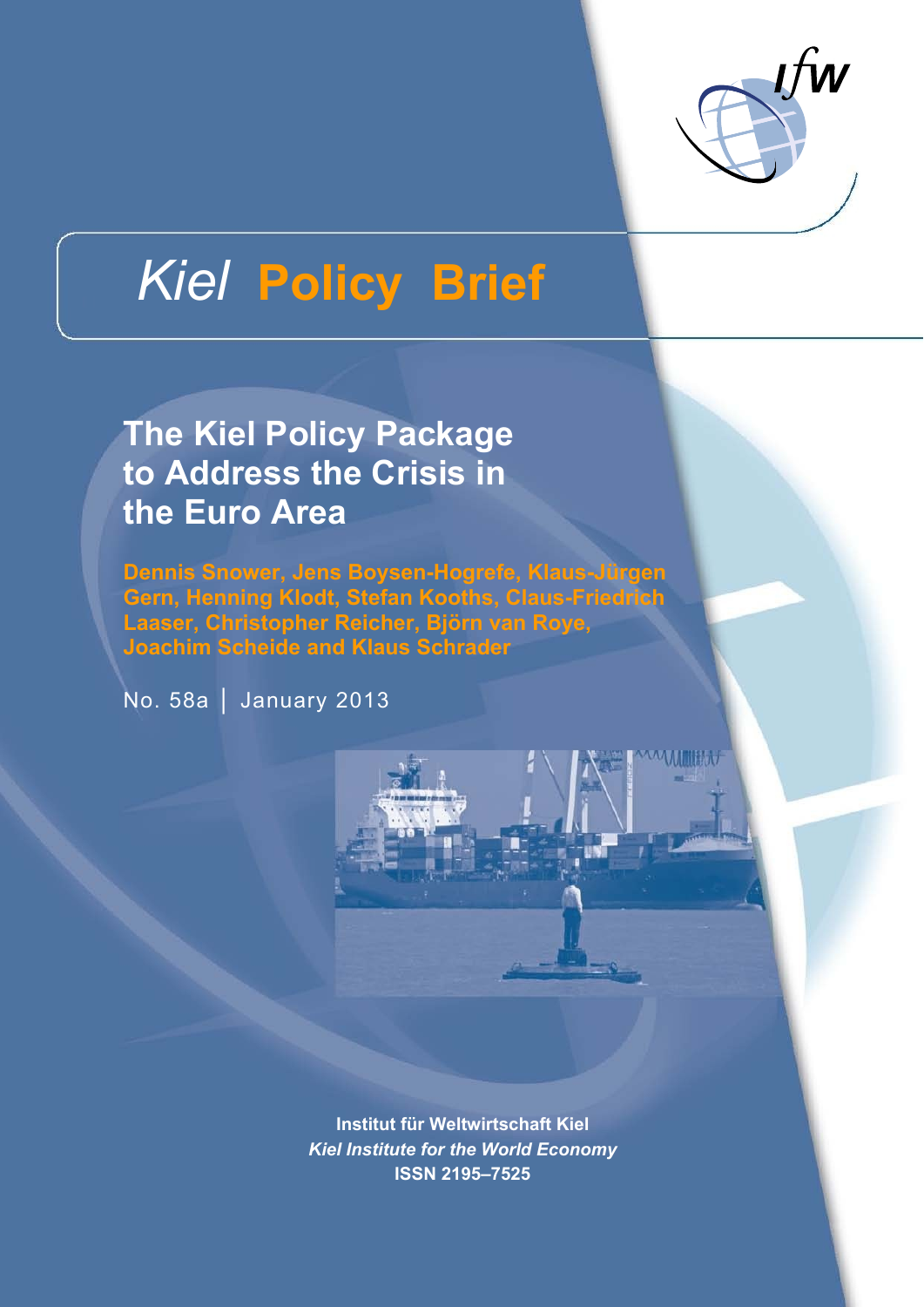# *Kiel* Policy Brief

## The Kiel Policy Package to Address the Crisis in the Euro Area

**Dennis Snower, Jens Boysen-Hogrefe, Klaus-Jürgen Gern, Henning Klodt, Stefan Kooths, Claus-Friedrich Laaser, Christopher Reicher, Björn van Roye, Joachim Scheide and Klaus Schrader**

No. 58a | January 2013

**Institut für Weltwirtschaft Kiel**
***Kiel Institute for the World Economy***
**ISSN 2195–7525**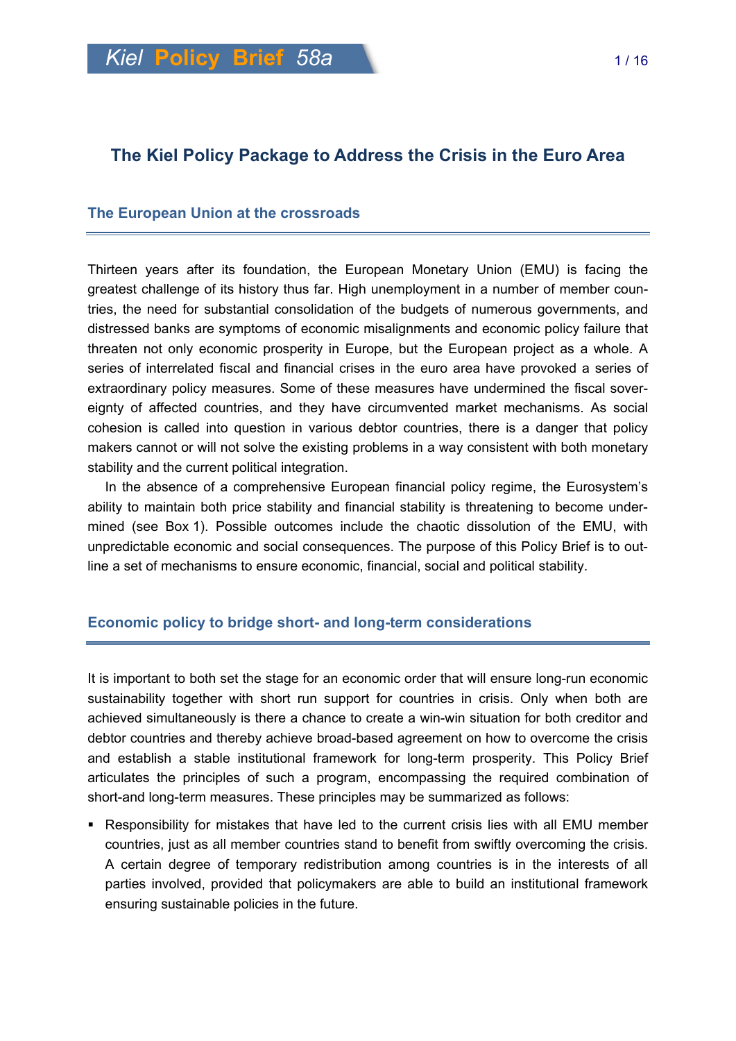# The Kiel Policy Package to Address the Crisis in the Euro Area

## The European Union at the crossroads

Thirteen years after its foundation, the European Monetary Union (EMU) is facing the greatest challenge of its history thus far. High unemployment in a number of member countries, the need for substantial consolidation of the budgets of numerous governments, and distressed banks are symptoms of economic misalignments and economic policy failure that threaten not only economic prosperity in Europe, but the European project as a whole. A series of interrelated fiscal and financial crises in the euro area have provoked a series of extraordinary policy measures. Some of these measures have undermined the fiscal sovereignty of affected countries, and they have circumvented market mechanisms. As social cohesion is called into question in various debtor countries, there is a danger that policy makers cannot or will not solve the existing problems in a way consistent with both monetary stability and the current political integration.

In the absence of a comprehensive European financial policy regime, the Eurosystem's ability to maintain both price stability and financial stability is threatening to become undermined (see Box 1). Possible outcomes include the chaotic dissolution of the EMU, with unpredictable economic and social consequences. The purpose of this Policy Brief is to outline a set of mechanisms to ensure economic, financial, social and political stability.

## Economic policy to bridge short- and long-term considerations

It is important to both set the stage for an economic order that will ensure long-run economic sustainability together with short run support for countries in crisis. Only when both are achieved simultaneously is there a chance to create a win-win situation for both creditor and debtor countries and thereby achieve broad-based agreement on how to overcome the crisis and establish a stable institutional framework for long-term prosperity. This Policy Brief articulates the principles of such a program, encompassing the required combination of short-and long-term measures. These principles may be summarized as follows:

- Responsibility for mistakes that have led to the current crisis lies with all EMU member countries, just as all member countries stand to benefit from swiftly overcoming the crisis. A certain degree of temporary redistribution among countries is in the interests of all parties involved, provided that policymakers are able to build an institutional framework ensuring sustainable policies in the future.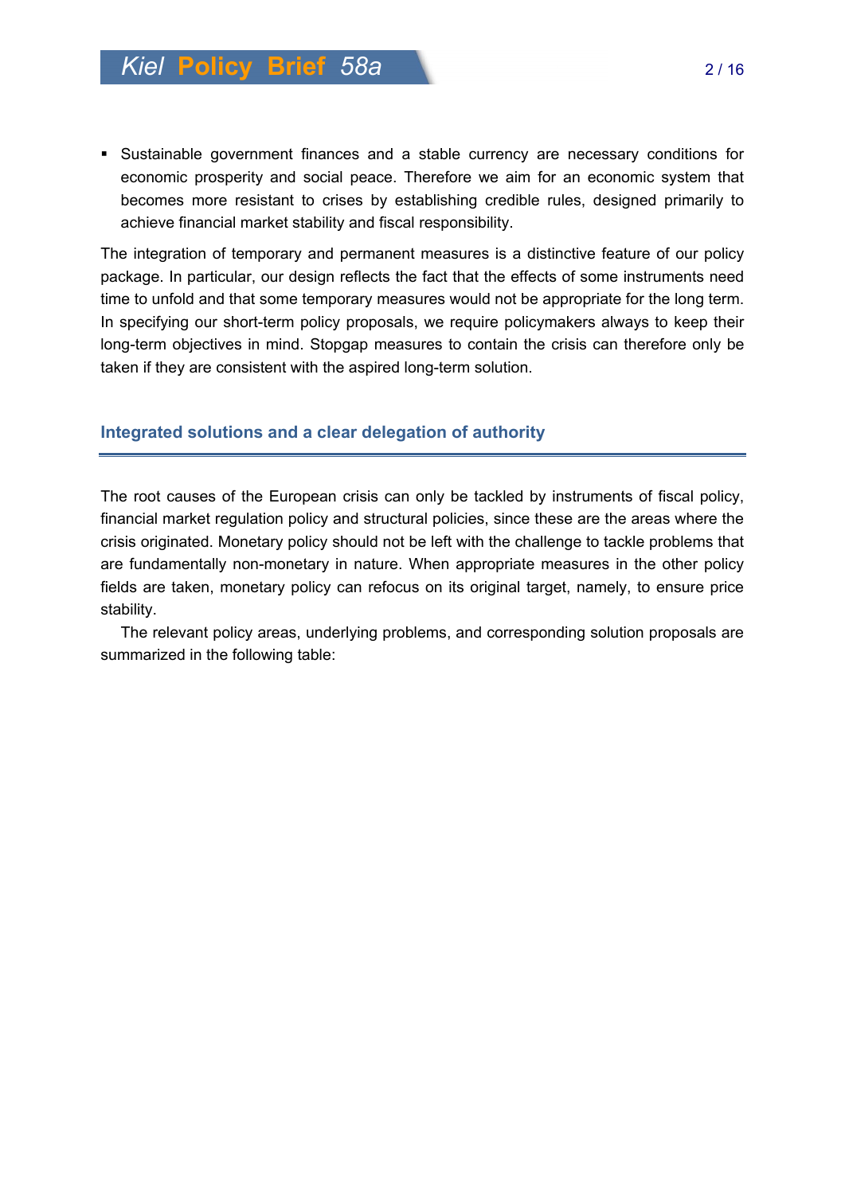- Sustainable government finances and a stable currency are necessary conditions for economic prosperity and social peace. Therefore we aim for an economic system that becomes more resistant to crises by establishing credible rules, designed primarily to achieve financial market stability and fiscal responsibility.

The integration of temporary and permanent measures is a distinctive feature of our policy package. In particular, our design reflects the fact that the effects of some instruments need time to unfold and that some temporary measures would not be appropriate for the long term. In specifying our short-term policy proposals, we require policymakers always to keep their long-term objectives in mind. Stopgap measures to contain the crisis can therefore only be taken if they are consistent with the aspired long-term solution.

## Integrated solutions and a clear delegation of authority

The root causes of the European crisis can only be tackled by instruments of fiscal policy, financial market regulation policy and structural policies, since these are the areas where the crisis originated. Monetary policy should not be left with the challenge to tackle problems that are fundamentally non-monetary in nature. When appropriate measures in the other policy fields are taken, monetary policy can refocus on its original target, namely, to ensure price stability.

The relevant policy areas, underlying problems, and corresponding solution proposals are summarized in the following table: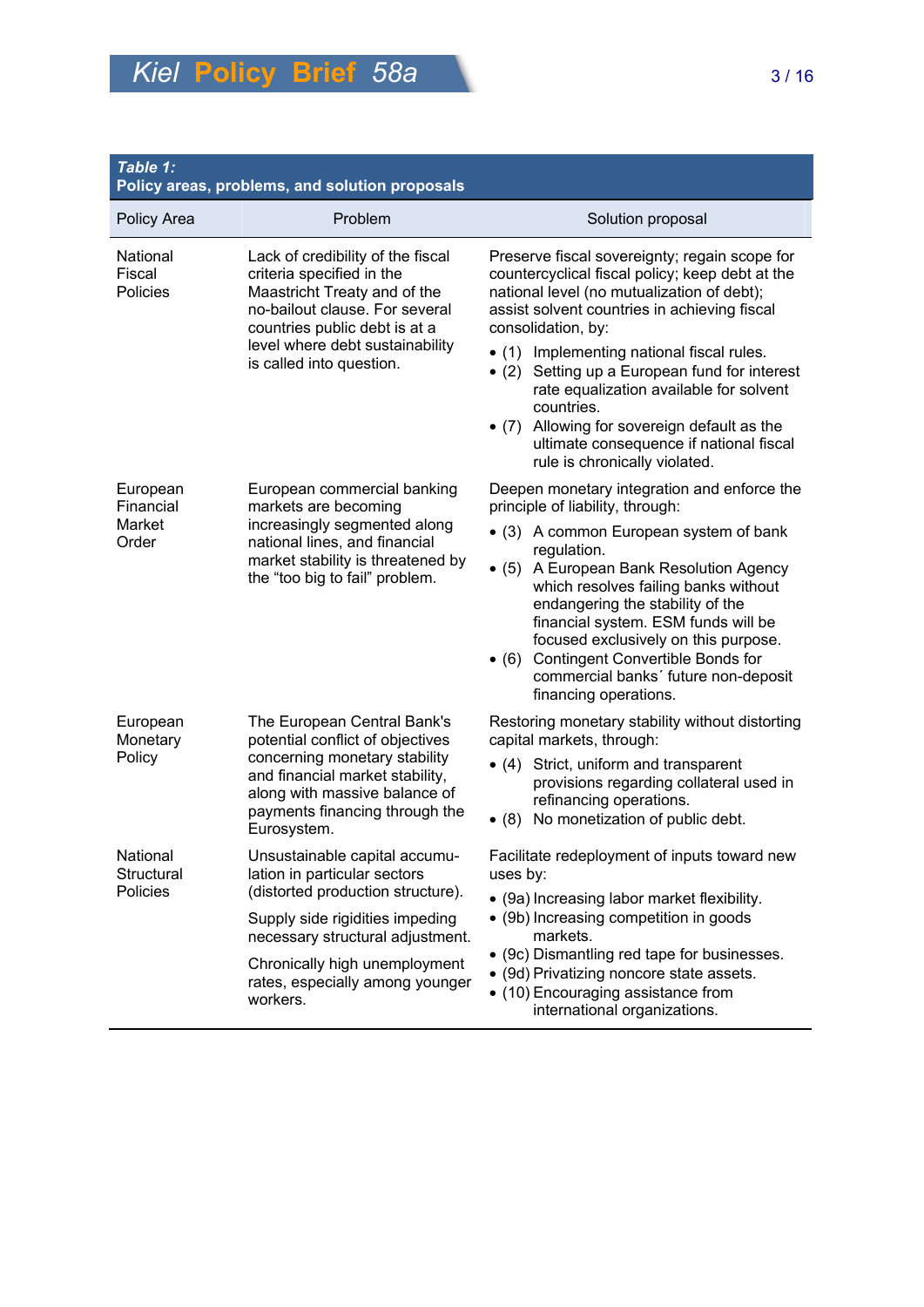**Table 1:**
**Policy areas, problems, and solution proposals**

| Policy Area | Problem | Solution proposal |
|---|---|---|
| National Fiscal Policies | Lack of credibility of the fiscal criteria specified in the Maastricht Treaty and of the no-bailout clause. For several countries public debt is at a level where debt sustainability is called into question. | Preserve fiscal sovereignty; regain scope for countercyclical fiscal policy; keep debt at the national level (no mutualization of debt); assist solvent countries in achieving fiscal consolidation, by:<br>• (1) Implementing national fiscal rules.<br>• (2) Setting up a European fund for interest rate equalization available for solvent countries.<br>• (7) Allowing for sovereign default as the ultimate consequence if national fiscal rule is chronically violated. |
| European Financial Market Order | European commercial banking markets are becoming increasingly segmented along national lines, and financial market stability is threatened by the "too big to fail" problem. | Deepen monetary integration and enforce the principle of liability, through:<br>• (3) A common European system of bank regulation.<br>• (5) A European Bank Resolution Agency which resolves failing banks without endangering the stability of the financial system. ESM funds will be focused exclusively on this purpose.<br>• (6) Contingent Convertible Bonds for commercial banks´ future non-deposit financing operations. |
| European Monetary Policy | The European Central Bank's potential conflict of objectives concerning monetary stability and financial market stability, along with massive balance of payments financing through the Eurosystem. | Restoring monetary stability without distorting capital markets, through:<br>• (4) Strict, uniform and transparent provisions regarding collateral used in refinancing operations.<br>• (8) No monetization of public debt. |
| National Structural Policies | Unsustainable capital accumulation in particular sectors (distorted production structure).<br>Supply side rigidities impeding necessary structural adjustment.<br>Chronically high unemployment rates, especially among younger workers. | Facilitate redeployment of inputs toward new uses by:<br>• (9a) Increasing labor market flexibility.<br>• (9b) Increasing competition in goods markets.<br>• (9c) Dismantling red tape for businesses.<br>• (9d) Privatizing noncore state assets.<br>• (10) Encouraging assistance from international organizations. |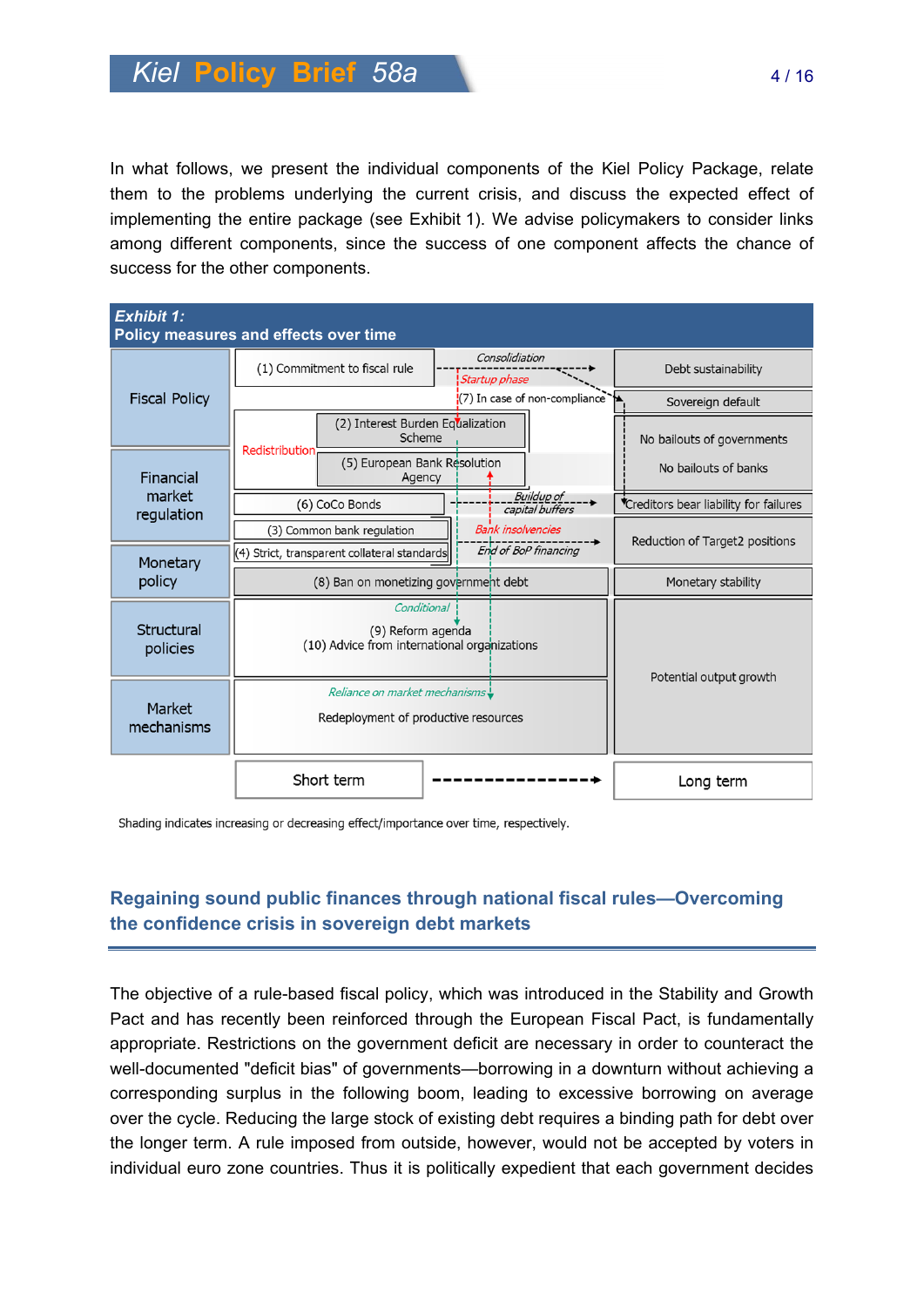In what follows, we present the individual components of the Kiel Policy Package, relate them to the problems underlying the current crisis, and discuss the expected effect of implementing the entire package (see Exhibit 1). We advise policymakers to consider links among different components, since the success of one component affects the chance of success for the other components.

**Exhibit 1:**
**Policy measures and effects over time**

| Policy area | Short-term measures | Links | Long-term effects |
|---|---|---|---|
| Fiscal Policy | (1) Commitment to fiscal rule | Consolidation; Startup phase; (7) In case of non-compliance | Debt sustainability; Sovereign default |
| Fiscal Policy / Financial market regulation | (2) Interest Burden Equalization Scheme; (5) European Bank Resolution Agency | Redistribution | No bailouts of governments; No bailouts of banks |
| Financial market regulation | (6) CoCo Bonds | Buildup of capital buffers | Creditors bear liability for failures |
| Financial market regulation | (3) Common bank regulation; (4) Strict, transparent collateral standards | Bank insolvencies; End of BoP financing | Reduction of Target2 positions |
| Monetary policy | (8) Ban on monetizing government debt | | Monetary stability |
| Structural policies | (9) Reform agenda; (10) Advice from international organizations | Conditional | Potential output growth |
| Market mechanisms | Redeployment of productive resources | Reliance on market mechanisms | Potential output growth |

Short term → Long term

Shading indicates increasing or decreasing effect/importance over time, respectively.

## Regaining sound public finances through national fiscal rules—Overcoming the confidence crisis in sovereign debt markets

The objective of a rule-based fiscal policy, which was introduced in the Stability and Growth Pact and has recently been reinforced through the European Fiscal Pact, is fundamentally appropriate. Restrictions on the government deficit are necessary in order to counteract the well-documented "deficit bias" of governments—borrowing in a downturn without achieving a corresponding surplus in the following boom, leading to excessive borrowing on average over the cycle. Reducing the large stock of existing debt requires a binding path for debt over the longer term. A rule imposed from outside, however, would not be accepted by voters in individual euro zone countries. Thus it is politically expedient that each government decides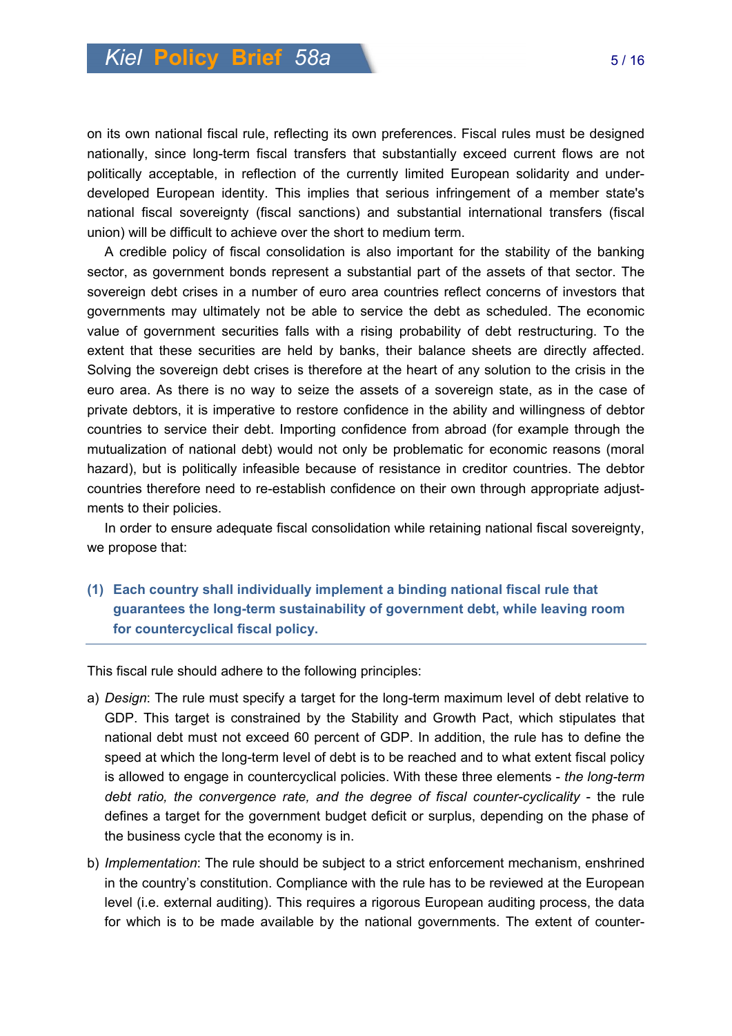on its own national fiscal rule, reflecting its own preferences. Fiscal rules must be designed nationally, since long-term fiscal transfers that substantially exceed current flows are not politically acceptable, in reflection of the currently limited European solidarity and under-developed European identity. This implies that serious infringement of a member state's national fiscal sovereignty (fiscal sanctions) and substantial international transfers (fiscal union) will be difficult to achieve over the short to medium term.

A credible policy of fiscal consolidation is also important for the stability of the banking sector, as government bonds represent a substantial part of the assets of that sector. The sovereign debt crises in a number of euro area countries reflect concerns of investors that governments may ultimately not be able to service the debt as scheduled. The economic value of government securities falls with a rising probability of debt restructuring. To the extent that these securities are held by banks, their balance sheets are directly affected. Solving the sovereign debt crises is therefore at the heart of any solution to the crisis in the euro area. As there is no way to seize the assets of a sovereign state, as in the case of private debtors, it is imperative to restore confidence in the ability and willingness of debtor countries to service their debt. Importing confidence from abroad (for example through the mutualization of national debt) would not only be problematic for economic reasons (moral hazard), but is politically infeasible because of resistance in creditor countries. The debtor countries therefore need to re-establish confidence on their own through appropriate adjustments to their policies.

In order to ensure adequate fiscal consolidation while retaining national fiscal sovereignty, we propose that:

**(1) Each country shall individually implement a binding national fiscal rule that guarantees the long-term sustainability of government debt, while leaving room for countercyclical fiscal policy.**

This fiscal rule should adhere to the following principles:

a) *Design*: The rule must specify a target for the long-term maximum level of debt relative to GDP. This target is constrained by the Stability and Growth Pact, which stipulates that national debt must not exceed 60 percent of GDP. In addition, the rule has to define the speed at which the long-term level of debt is to be reached and to what extent fiscal policy is allowed to engage in countercyclical policies. With these three elements - *the long-term debt ratio, the convergence rate, and the degree of fiscal counter-cyclicality* - the rule defines a target for the government budget deficit or surplus, depending on the phase of the business cycle that the economy is in.

b) *Implementation*: The rule should be subject to a strict enforcement mechanism, enshrined in the country's constitution. Compliance with the rule has to be reviewed at the European level (i.e. external auditing). This requires a rigorous European auditing process, the data for which is to be made available by the national governments. The extent of counter-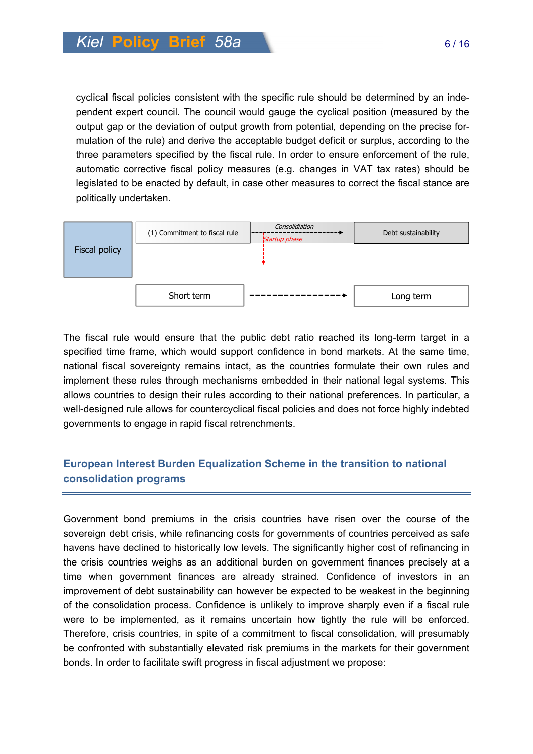cyclical fiscal policies consistent with the specific rule should be determined by an independent expert council. The council would gauge the cyclical position (measured by the output gap or the deviation of output growth from potential, depending on the precise formulation of the rule) and derive the acceptable budget deficit or surplus, according to the three parameters specified by the fiscal rule. In order to ensure enforcement of the rule, automatic corrective fiscal policy measures (e.g. changes in VAT tax rates) should be legislated to be enacted by default, in case other measures to correct the fiscal stance are politically undertaken.

Fiscal policy

(1) Commitment to fiscal rule — *Consolidation* — *Startup phase* — Debt sustainability

Short term — Long term

The fiscal rule would ensure that the public debt ratio reached its long-term target in a specified time frame, which would support confidence in bond markets. At the same time, national fiscal sovereignty remains intact, as the countries formulate their own rules and implement these rules through mechanisms embedded in their national legal systems. This allows countries to design their rules according to their national preferences. In particular, a well-designed rule allows for countercyclical fiscal policies and does not force highly indebted governments to engage in rapid fiscal retrenchments.

## European Interest Burden Equalization Scheme in the transition to national consolidation programs

Government bond premiums in the crisis countries have risen over the course of the sovereign debt crisis, while refinancing costs for governments of countries perceived as safe havens have declined to historically low levels. The significantly higher cost of refinancing in the crisis countries weighs as an additional burden on government finances precisely at a time when government finances are already strained. Confidence of investors in an improvement of debt sustainability can however be expected to be weakest in the beginning of the consolidation process. Confidence is unlikely to improve sharply even if a fiscal rule were to be implemented, as it remains uncertain how tightly the rule will be enforced. Therefore, crisis countries, in spite of a commitment to fiscal consolidation, will presumably be confronted with substantially elevated risk premiums in the markets for their government bonds. In order to facilitate swift progress in fiscal adjustment we propose: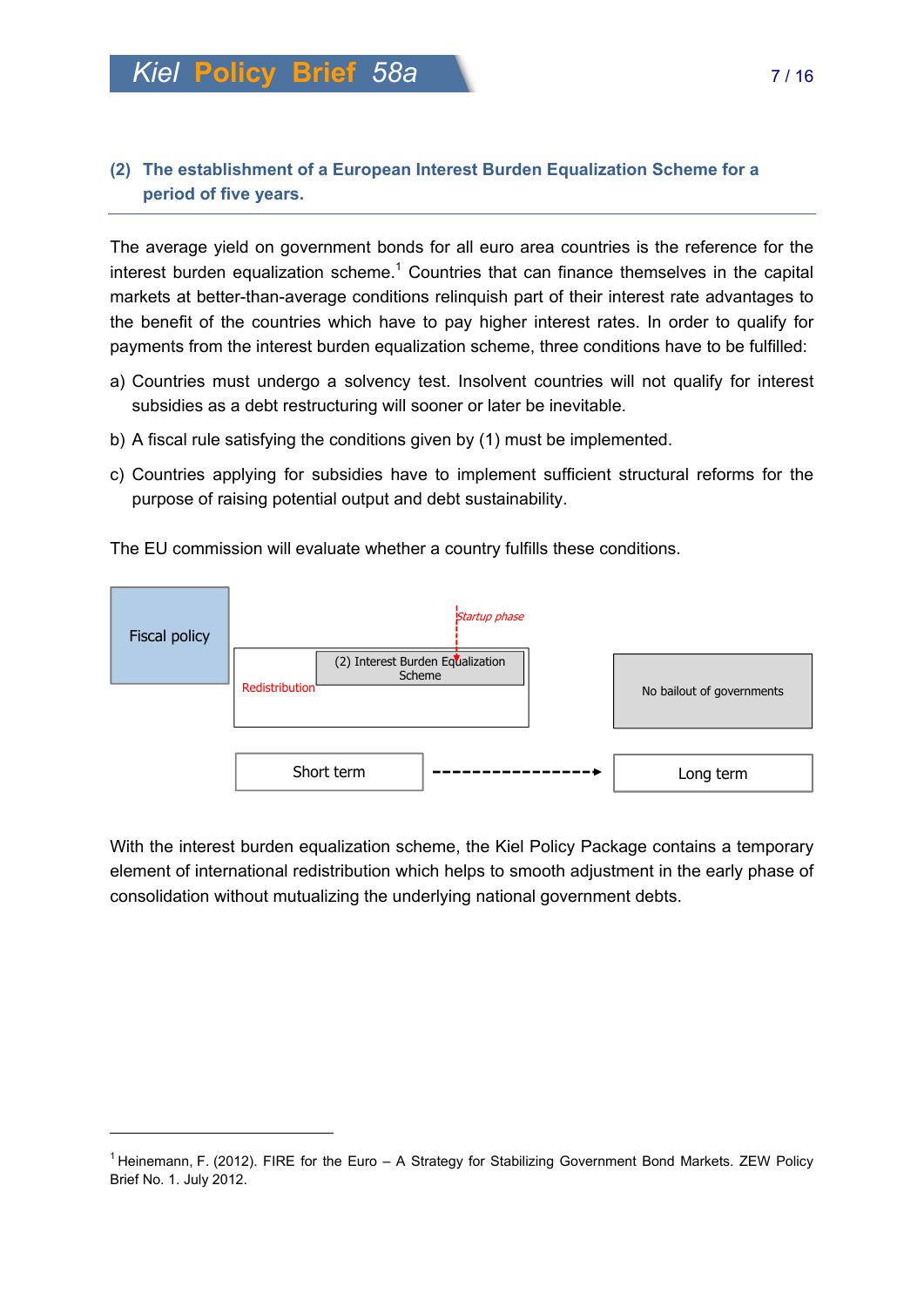## (2) The establishment of a European Interest Burden Equalization Scheme for a period of five years.

The average yield on government bonds for all euro area countries is the reference for the interest burden equalization scheme.[1] Countries that can finance themselves in the capital markets at better-than-average conditions relinquish part of their interest rate advantages to the benefit of the countries which have to pay higher interest rates. In order to qualify for payments from the interest burden equalization scheme, three conditions have to be fulfilled:

a) Countries must undergo a solvency test. Insolvent countries will not qualify for interest subsidies as a debt restructuring will sooner or later be inevitable.

b) A fiscal rule satisfying the conditions given by (1) must be implemented.

c) Countries applying for subsidies have to implement sufficient structural reforms for the purpose of raising potential output and debt sustainability.

The EU commission will evaluate whether a country fulfills these conditions.

Fiscal policy

Startup phase

Redistribution

(2) Interest Burden Equalization Scheme

No bailout of governments

Short term → Long term

With the interest burden equalization scheme, the Kiel Policy Package contains a temporary element of international redistribution which helps to smooth adjustment in the early phase of consolidation without mutualizing the underlying national government debts.

[1] Heinemann, F. (2012). FIRE for the Euro – A Strategy for Stabilizing Government Bond Markets. ZEW Policy Brief No. 1. July 2012.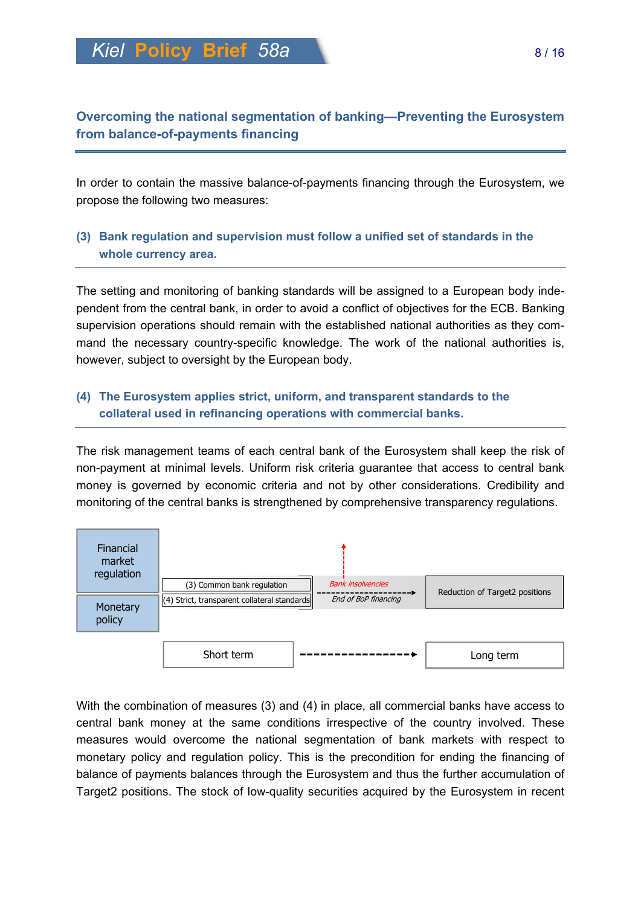## Overcoming the national segmentation of banking—Preventing the Eurosystem from balance-of-payments financing

In order to contain the massive balance-of-payments financing through the Eurosystem, we propose the following two measures:

### (3) Bank regulation and supervision must follow a unified set of standards in the whole currency area.

The setting and monitoring of banking standards will be assigned to a European body independent from the central bank, in order to avoid a conflict of objectives for the ECB. Banking supervision operations should remain with the established national authorities as they command the necessary country-specific knowledge. The work of the national authorities is, however, subject to oversight by the European body.

### (4) The Eurosystem applies strict, uniform, and transparent standards to the collateral used in refinancing operations with commercial banks.

The risk management teams of each central bank of the Eurosystem shall keep the risk of non-payment at minimal levels. Uniform risk criteria guarantee that access to central bank money is governed by economic criteria and not by other considerations. Credibility and monitoring of the central banks is strengthened by comprehensive transparency regulations.

Financial market regulation | Monetary policy

(3) Common bank regulation
(4) Strict, transparent collateral standards

*Bank insolvencies*
*End of BoP financing*

Reduction of Target2 positions

Short term → Long term

With the combination of measures (3) and (4) in place, all commercial banks have access to central bank money at the same conditions irrespective of the country involved. These measures would overcome the national segmentation of bank markets with respect to monetary policy and regulation policy. This is the precondition for ending the financing of balance of payments balances through the Eurosystem and thus the further accumulation of Target2 positions. The stock of low-quality securities acquired by the Eurosystem in recent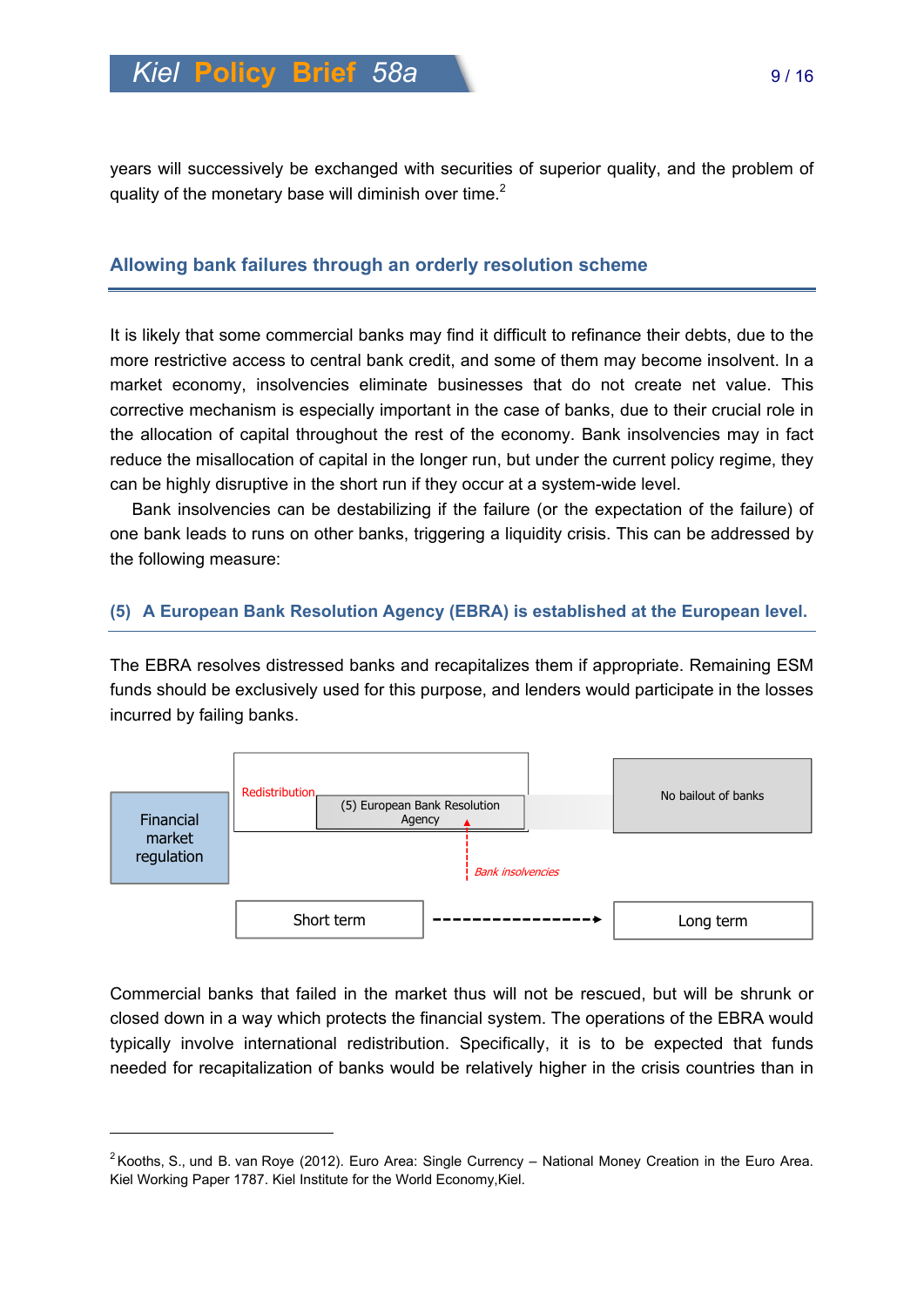years will successively be exchanged with securities of superior quality, and the problem of quality of the monetary base will diminish over time.[2]

## Allowing bank failures through an orderly resolution scheme

It is likely that some commercial banks may find it difficult to refinance their debts, due to the more restrictive access to central bank credit, and some of them may become insolvent. In a market economy, insolvencies eliminate businesses that do not create net value. This corrective mechanism is especially important in the case of banks, due to their crucial role in the allocation of capital throughout the rest of the economy. Bank insolvencies may in fact reduce the misallocation of capital in the longer run, but under the current policy regime, they can be highly disruptive in the short run if they occur at a system-wide level.

Bank insolvencies can be destabilizing if the failure (or the expectation of the failure) of one bank leads to runs on other banks, triggering a liquidity crisis. This can be addressed by the following measure:

### (5) A European Bank Resolution Agency (EBRA) is established at the European level.

The EBRA resolves distressed banks and recapitalizes them if appropriate. Remaining ESM funds should be exclusively used for this purpose, and lenders would participate in the losses incurred by failing banks.

Financial market regulation

Redistribution

(5) European Bank Resolution Agency

*Bank insolvencies*

No bailout of banks

Short term → Long term

Commercial banks that failed in the market thus will not be rescued, but will be shrunk or closed down in a way which protects the financial system. The operations of the EBRA would typically involve international redistribution. Specifically, it is to be expected that funds needed for recapitalization of banks would be relatively higher in the crisis countries than in

[2] Kooths, S., und B. van Roye (2012). Euro Area: Single Currency – National Money Creation in the Euro Area. Kiel Working Paper 1787. Kiel Institute for the World Economy,Kiel.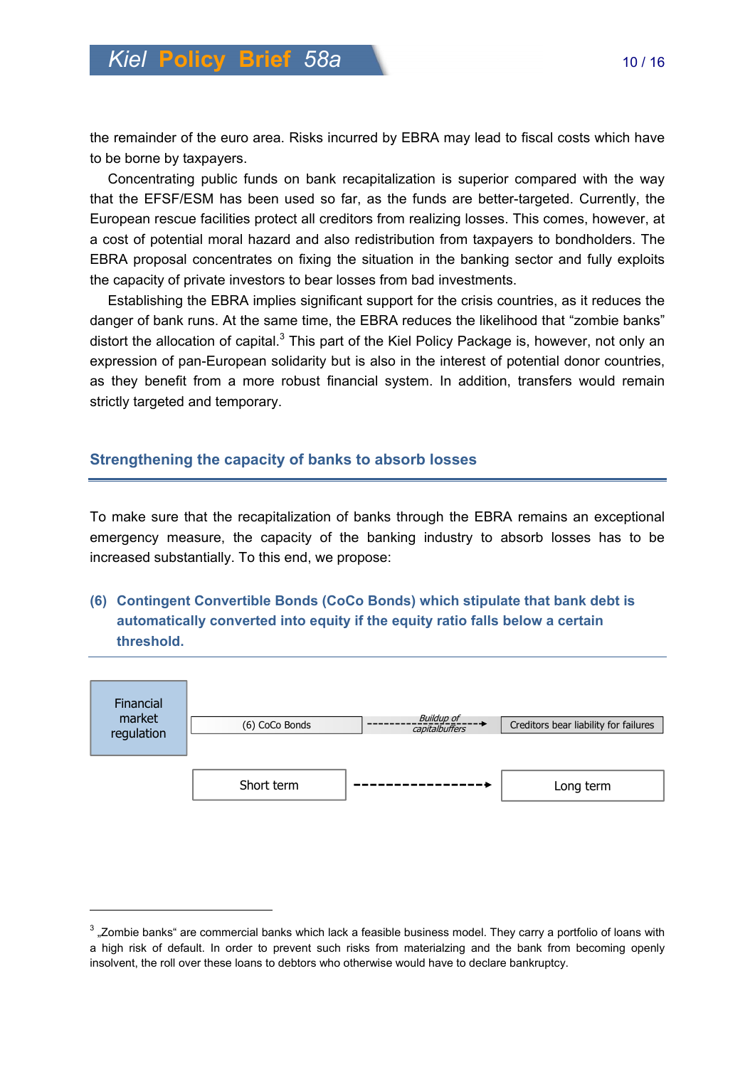the remainder of the euro area. Risks incurred by EBRA may lead to fiscal costs which have to be borne by taxpayers.

Concentrating public funds on bank recapitalization is superior compared with the way that the EFSF/ESM has been used so far, as the funds are better-targeted. Currently, the European rescue facilities protect all creditors from realizing losses. This comes, however, at a cost of potential moral hazard and also redistribution from taxpayers to bondholders. The EBRA proposal concentrates on fixing the situation in the banking sector and fully exploits the capacity of private investors to bear losses from bad investments.

Establishing the EBRA implies significant support for the crisis countries, as it reduces the danger of bank runs. At the same time, the EBRA reduces the likelihood that "zombie banks" distort the allocation of capital.[3] This part of the Kiel Policy Package is, however, not only an expression of pan-European solidarity but is also in the interest of potential donor countries, as they benefit from a more robust financial system. In addition, transfers would remain strictly targeted and temporary.

## Strengthening the capacity of banks to absorb losses

To make sure that the recapitalization of banks through the EBRA remains an exceptional emergency measure, the capacity of the banking industry to absorb losses has to be increased substantially. To this end, we propose:

### (6) Contingent Convertible Bonds (CoCo Bonds) which stipulate that bank debt is automatically converted into equity if the equity ratio falls below a certain threshold.

| Financial market regulation | (6) CoCo Bonds | --- *Buildup of capitalbuffers* ---> | Creditors bear liability for failures |
|---|---|---|---|
| | Short term | ---------------> | Long term |

[3] „Zombie banks" are commercial banks which lack a feasible business model. They carry a portfolio of loans with a high risk of default. In order to prevent such risks from materialzing and the bank from becoming openly insolvent, the roll over these loans to debtors who otherwise would have to declare bankruptcy.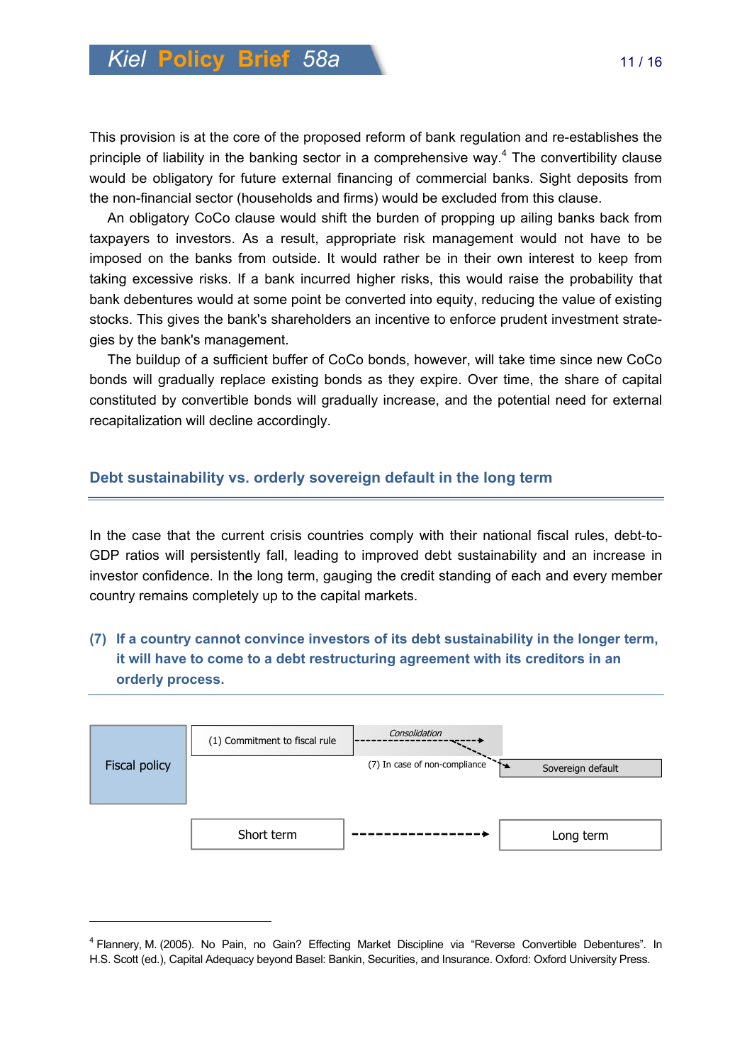This provision is at the core of the proposed reform of bank regulation and re-establishes the principle of liability in the banking sector in a comprehensive way.[4] The convertibility clause would be obligatory for future external financing of commercial banks. Sight deposits from the non-financial sector (households and firms) would be excluded from this clause.

An obligatory CoCo clause would shift the burden of propping up ailing banks back from taxpayers to investors. As a result, appropriate risk management would not have to be imposed on the banks from outside. It would rather be in their own interest to keep from taking excessive risks. If a bank incurred higher risks, this would raise the probability that bank debentures would at some point be converted into equity, reducing the value of existing stocks. This gives the bank's shareholders an incentive to enforce prudent investment strategies by the bank's management.

The buildup of a sufficient buffer of CoCo bonds, however, will take time since new CoCo bonds will gradually replace existing bonds as they expire. Over time, the share of capital constituted by convertible bonds will gradually increase, and the potential need for external recapitalization will decline accordingly.

## Debt sustainability vs. orderly sovereign default in the long term

In the case that the current crisis countries comply with their national fiscal rules, debt-to-GDP ratios will persistently fall, leading to improved debt sustainability and an increase in investor confidence. In the long term, gauging the credit standing of each and every member country remains completely up to the capital markets.

**(7) If a country cannot convince investors of its debt sustainability in the longer term, it will have to come to a debt restructuring agreement with its creditors in an orderly process.**

Fiscal policy — (1) Commitment to fiscal rule --- *Consolidation* ---> ; (7) In case of non-compliance ---> Sovereign default

Short term ---------------> Long term

---

[4] Flannery, M. (2005). No Pain, no Gain? Effecting Market Discipline via "Reverse Convertible Debentures". In H.S. Scott (ed.), Capital Adequacy beyond Basel: Bankin, Securities, and Insurance. Oxford: Oxford University Press.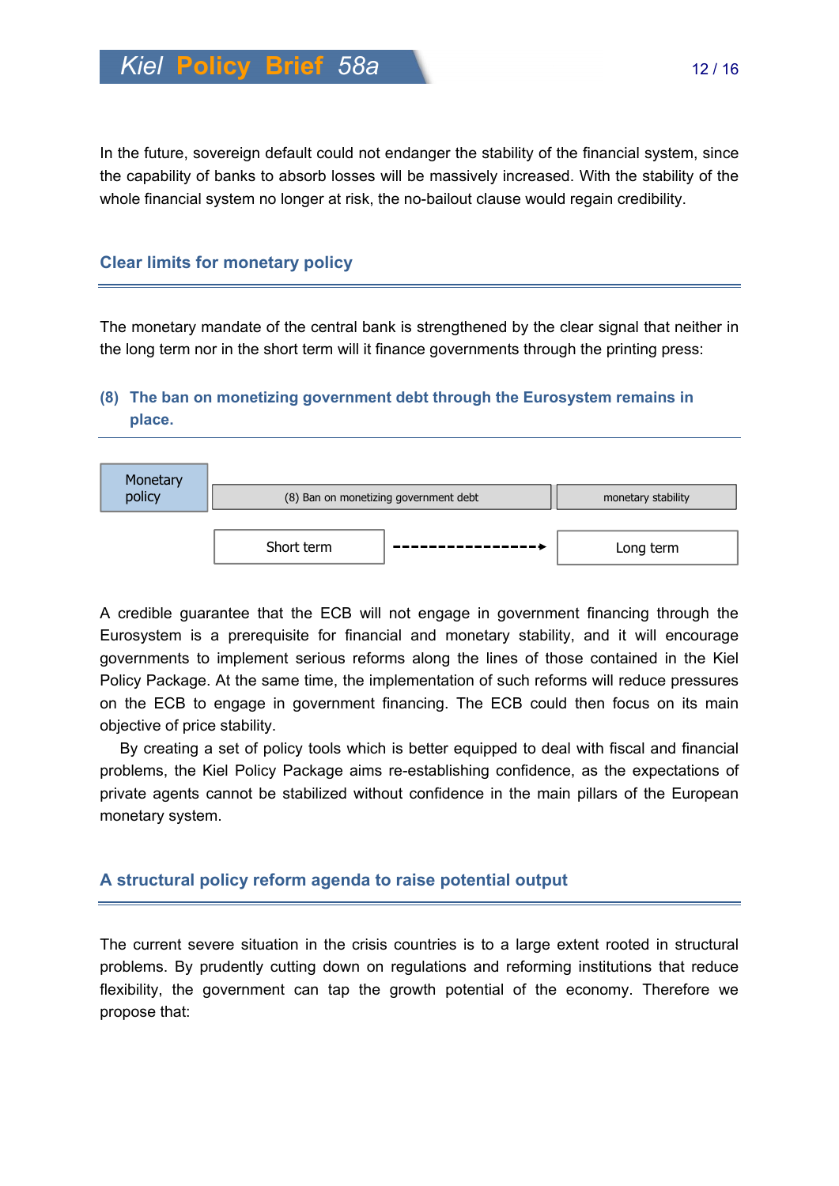In the future, sovereign default could not endanger the stability of the financial system, since the capability of banks to absorb losses will be massively increased. With the stability of the whole financial system no longer at risk, the no-bailout clause would regain credibility.

## Clear limits for monetary policy

The monetary mandate of the central bank is strengthened by the clear signal that neither in the long term nor in the short term will it finance governments through the printing press:

### (8) The ban on monetizing government debt through the Eurosystem remains in place.

| Monetary policy | (8) Ban on monetizing government debt | monetary stability |
|---|---|---|
| | Short term ---------→ | Long term |

A credible guarantee that the ECB will not engage in government financing through the Eurosystem is a prerequisite for financial and monetary stability, and it will encourage governments to implement serious reforms along the lines of those contained in the Kiel Policy Package. At the same time, the implementation of such reforms will reduce pressures on the ECB to engage in government financing. The ECB could then focus on its main objective of price stability.

By creating a set of policy tools which is better equipped to deal with fiscal and financial problems, the Kiel Policy Package aims re-establishing confidence, as the expectations of private agents cannot be stabilized without confidence in the main pillars of the European monetary system.

## A structural policy reform agenda to raise potential output

The current severe situation in the crisis countries is to a large extent rooted in structural problems. By prudently cutting down on regulations and reforming institutions that reduce flexibility, the government can tap the growth potential of the economy. Therefore we propose that: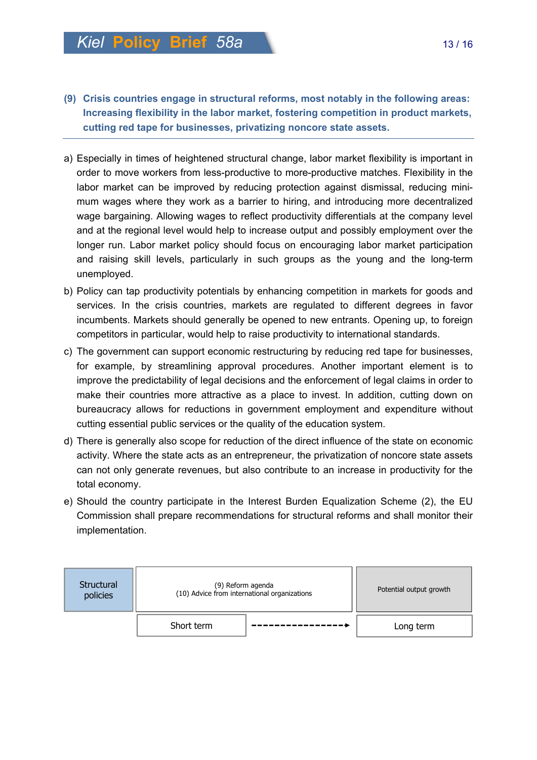### (9) Crisis countries engage in structural reforms, most notably in the following areas: Increasing flexibility in the labor market, fostering competition in product markets, cutting red tape for businesses, privatizing noncore state assets.

a) Especially in times of heightened structural change, labor market flexibility is important in order to move workers from less-productive to more-productive matches. Flexibility in the labor market can be improved by reducing protection against dismissal, reducing minimum wages where they work as a barrier to hiring, and introducing more decentralized wage bargaining. Allowing wages to reflect productivity differentials at the company level and at the regional level would help to increase output and possibly employment over the longer run. Labor market policy should focus on encouraging labor market participation and raising skill levels, particularly in such groups as the young and the long-term unemployed.

b) Policy can tap productivity potentials by enhancing competition in markets for goods and services. In the crisis countries, markets are regulated to different degrees in favor incumbents. Markets should generally be opened to new entrants. Opening up, to foreign competitors in particular, would help to raise productivity to international standards.

c) The government can support economic restructuring by reducing red tape for businesses, for example, by streamlining approval procedures. Another important element is to improve the predictability of legal decisions and the enforcement of legal claims in order to make their countries more attractive as a place to invest. In addition, cutting down on bureaucracy allows for reductions in government employment and expenditure without cutting essential public services or the quality of the education system.

d) There is generally also scope for reduction of the direct influence of the state on economic activity. Where the state acts as an entrepreneur, the privatization of noncore state assets can not only generate revenues, but also contribute to an increase in productivity for the total economy.

e) Should the country participate in the Interest Burden Equalization Scheme (2), the EU Commission shall prepare recommendations for structural reforms and shall monitor their implementation.

| Structural policies | (9) Reform agenda<br>(10) Advice from international organizations | Potential output growth |
|---|---|---|
| | Short term ----------------→ | Long term |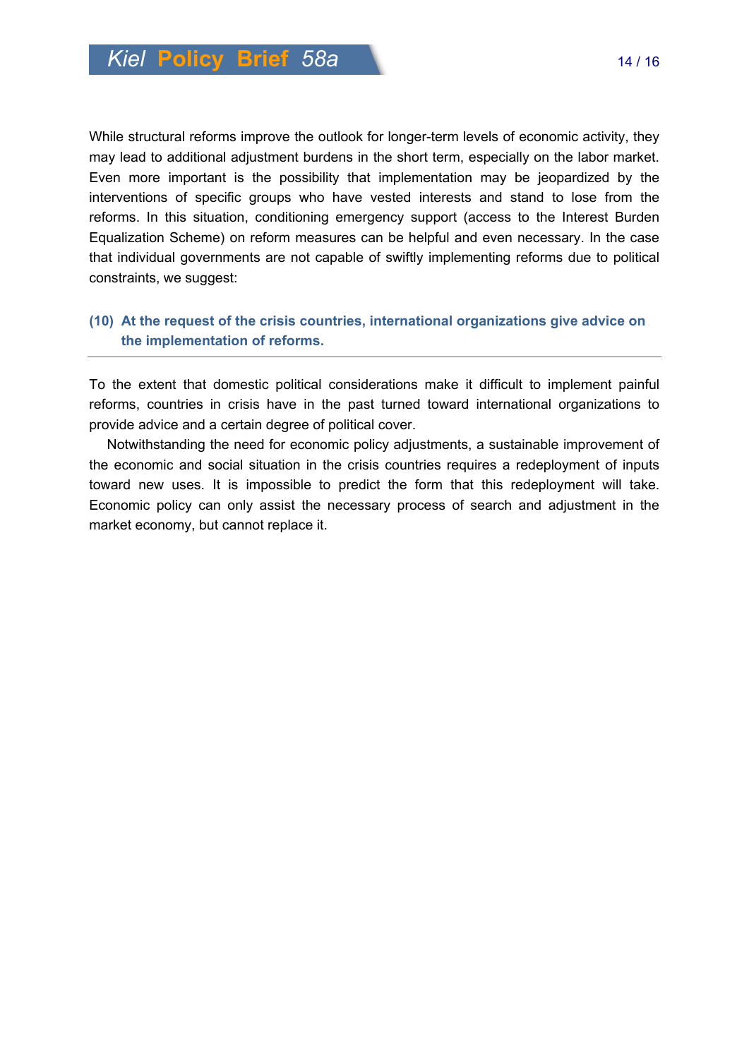While structural reforms improve the outlook for longer-term levels of economic activity, they may lead to additional adjustment burdens in the short term, especially on the labor market. Even more important is the possibility that implementation may be jeopardized by the interventions of specific groups who have vested interests and stand to lose from the reforms. In this situation, conditioning emergency support (access to the Interest Burden Equalization Scheme) on reform measures can be helpful and even necessary. In the case that individual governments are not capable of swiftly implementing reforms due to political constraints, we suggest:

**(10) At the request of the crisis countries, international organizations give advice on the implementation of reforms.**

---

To the extent that domestic political considerations make it difficult to implement painful reforms, countries in crisis have in the past turned toward international organizations to provide advice and a certain degree of political cover.

Notwithstanding the need for economic policy adjustments, a sustainable improvement of the economic and social situation in the crisis countries requires a redeployment of inputs toward new uses. It is impossible to predict the form that this redeployment will take. Economic policy can only assist the necessary process of search and adjustment in the market economy, but cannot replace it.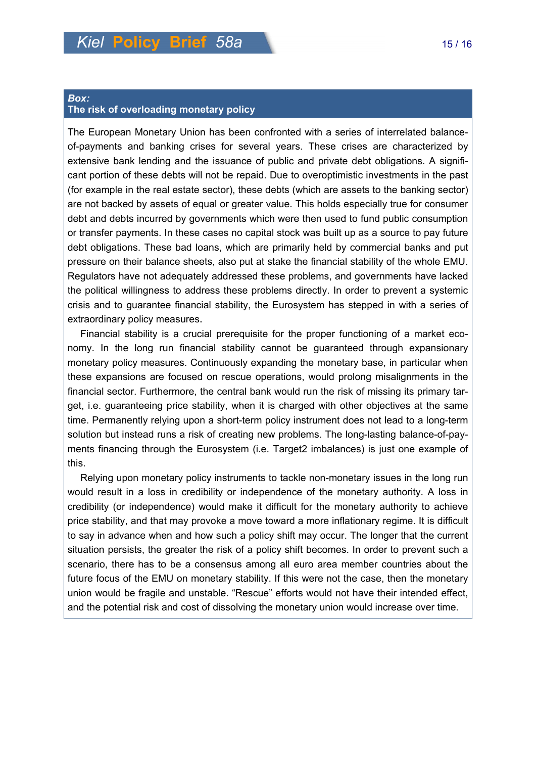### *Box:*
### The risk of overloading monetary policy

The European Monetary Union has been confronted with a series of interrelated balance-of-payments and banking crises for several years. These crises are characterized by extensive bank lending and the issuance of public and private debt obligations. A significant portion of these debts will not be repaid. Due to overoptimistic investments in the past (for example in the real estate sector), these debts (which are assets to the banking sector) are not backed by assets of equal or greater value. This holds especially true for consumer debt and debts incurred by governments which were then used to fund public consumption or transfer payments. In these cases no capital stock was built up as a source to pay future debt obligations. These bad loans, which are primarily held by commercial banks and put pressure on their balance sheets, also put at stake the financial stability of the whole EMU. Regulators have not adequately addressed these problems, and governments have lacked the political willingness to address these problems directly. In order to prevent a systemic crisis and to guarantee financial stability, the Eurosystem has stepped in with a series of extraordinary policy measures.

Financial stability is a crucial prerequisite for the proper functioning of a market economy. In the long run financial stability cannot be guaranteed through expansionary monetary policy measures. Continuously expanding the monetary base, in particular when these expansions are focused on rescue operations, would prolong misalignments in the financial sector. Furthermore, the central bank would run the risk of missing its primary target, i.e. guaranteeing price stability, when it is charged with other objectives at the same time. Permanently relying upon a short-term policy instrument does not lead to a long-term solution but instead runs a risk of creating new problems. The long-lasting balance-of-payments financing through the Eurosystem (i.e. Target2 imbalances) is just one example of this.

Relying upon monetary policy instruments to tackle non-monetary issues in the long run would result in a loss in credibility or independence of the monetary authority. A loss in credibility (or independence) would make it difficult for the monetary authority to achieve price stability, and that may provoke a move toward a more inflationary regime. It is difficult to say in advance when and how such a policy shift may occur. The longer that the current situation persists, the greater the risk of a policy shift becomes. In order to prevent such a scenario, there has to be a consensus among all euro area member countries about the future focus of the EMU on monetary stability. If this were not the case, then the monetary union would be fragile and unstable. “Rescue” efforts would not have their intended effect, and the potential risk and cost of dissolving the monetary union would increase over time.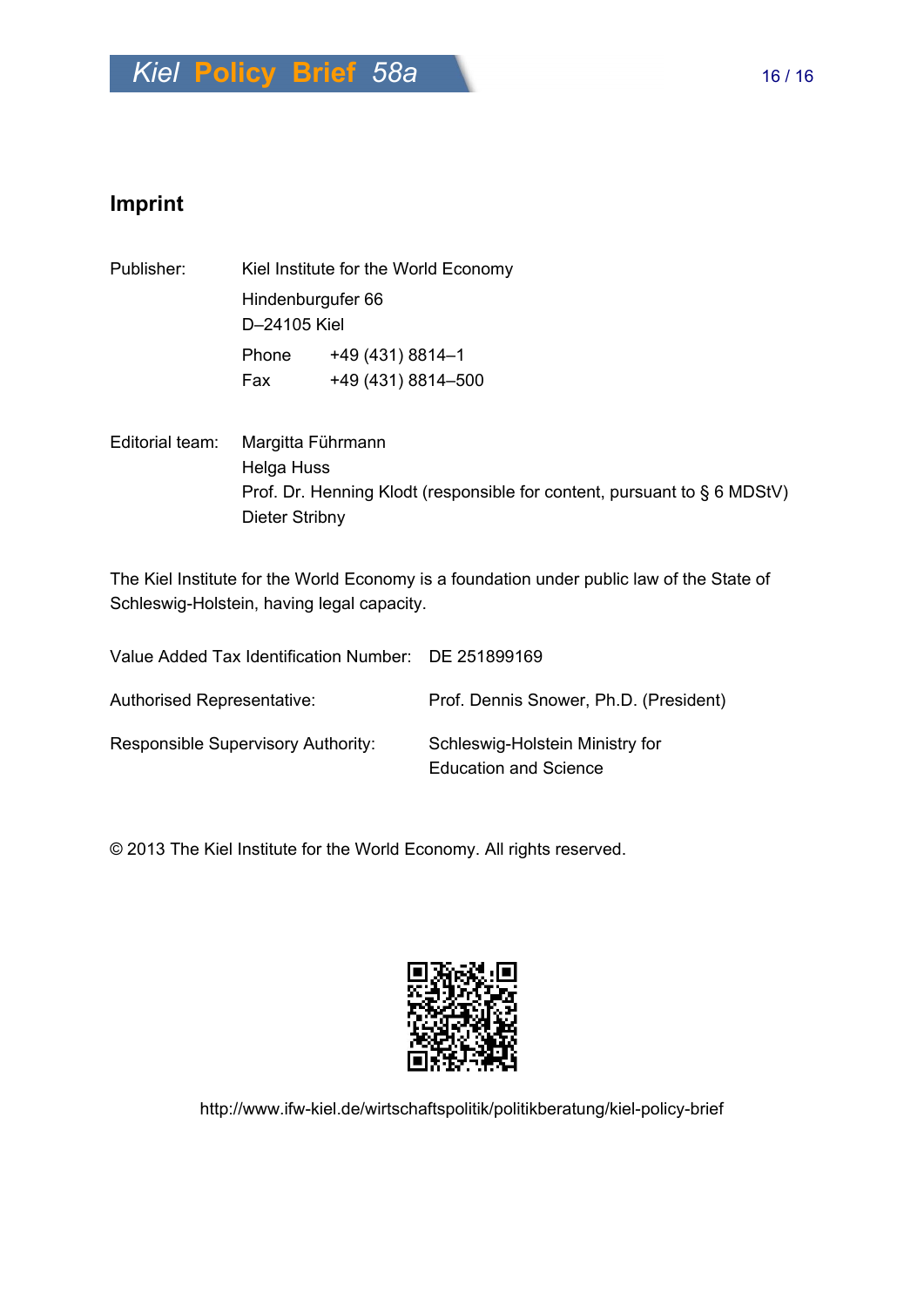## Imprint

Publisher: Kiel Institute for the World Economy
Hindenburgufer 66
D–24105 Kiel
Phone +49 (431) 8814–1
Fax +49 (431) 8814–500

Editorial team: Margitta Führmann
Helga Huss
Prof. Dr. Henning Klodt (responsible for content, pursuant to § 6 MDStV)
Dieter Stribny

The Kiel Institute for the World Economy is a foundation under public law of the State of Schleswig-Holstein, having legal capacity.

| | |
|---|---|
| Value Added Tax Identification Number: | DE 251899169 |
| Authorised Representative: | Prof. Dennis Snower, Ph.D. (President) |
| Responsible Supervisory Authority: | Schleswig-Holstein Ministry for Education and Science |

© 2013 The Kiel Institute for the World Economy. All rights reserved.

http://www.ifw-kiel.de/wirtschaftspolitik/politikberatung/kiel-policy-brief